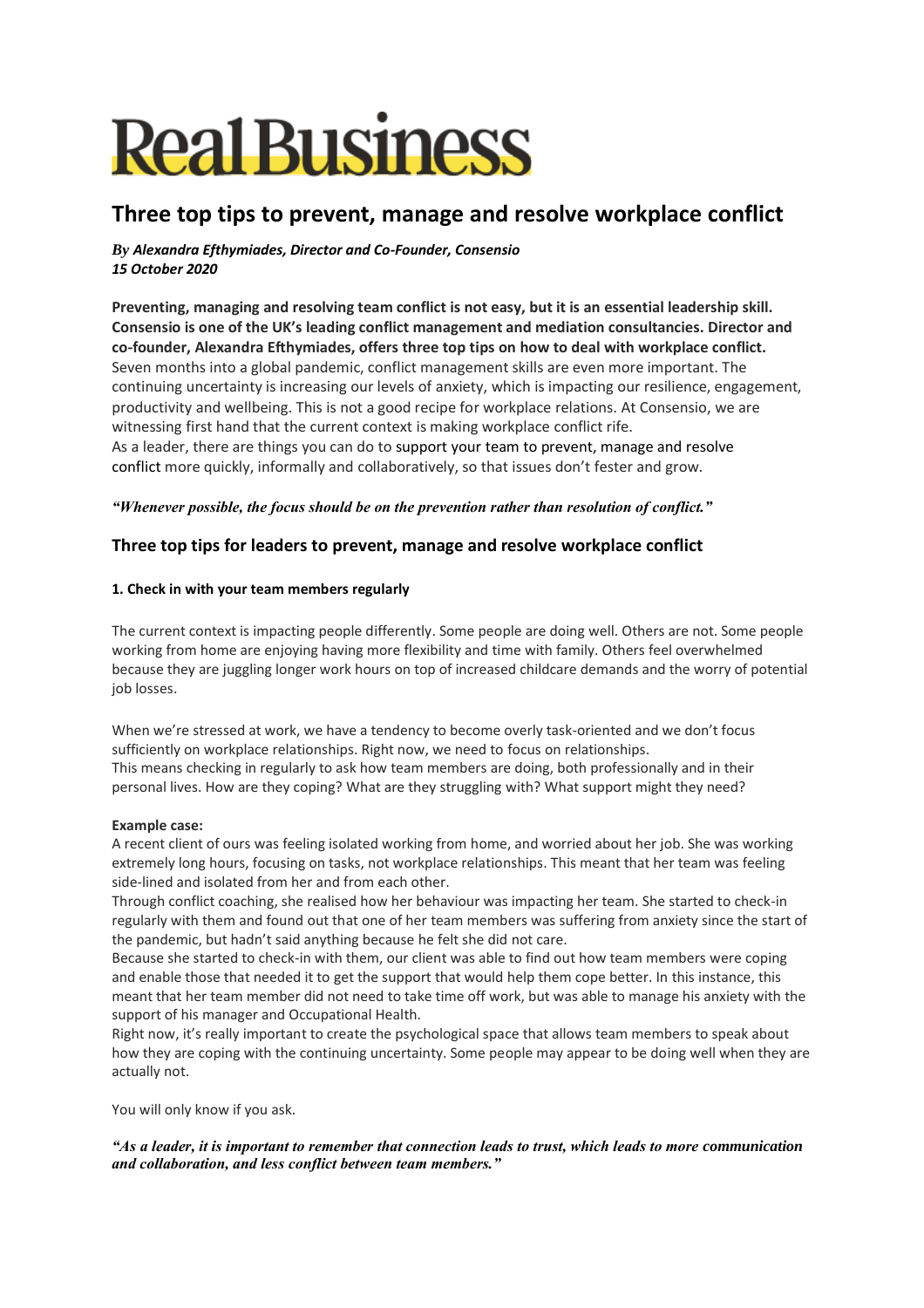# Real Business

## Three top tips to prevent, manage and resolve workplace conflict

***By Alexandra Efthymiades, Director and Co-Founder, Consensio***
***15 October 2020***

**Preventing, managing and resolving team conflict is not easy, but it is an essential leadership skill. Consensio is one of the UK's leading conflict management and mediation consultancies. Director and co-founder, Alexandra Efthymiades, offers three top tips on how to deal with workplace conflict.**
Seven months into a global pandemic, conflict management skills are even more important. The continuing uncertainty is increasing our levels of anxiety, which is impacting our resilience, engagement, productivity and wellbeing. This is not a good recipe for workplace relations. At Consensio, we are witnessing first hand that the current context is making workplace conflict rife.
As a leader, there are things you can do to support your team to prevent, manage and resolve conflict more quickly, informally and collaboratively, so that issues don't fester and grow.

***"Whenever possible, the focus should be on the prevention rather than resolution of conflict."***

### Three top tips for leaders to prevent, manage and resolve workplace conflict

#### 1. Check in with your team members regularly

The current context is impacting people differently. Some people are doing well. Others are not. Some people working from home are enjoying having more flexibility and time with family. Others feel overwhelmed because they are juggling longer work hours on top of increased childcare demands and the worry of potential job losses.

When we're stressed at work, we have a tendency to become overly task-oriented and we don't focus sufficiently on workplace relationships. Right now, we need to focus on relationships.
This means checking in regularly to ask how team members are doing, both professionally and in their personal lives. How are they coping? What are they struggling with? What support might they need?

**Example case:**
A recent client of ours was feeling isolated working from home, and worried about her job. She was working extremely long hours, focusing on tasks, not workplace relationships. This meant that her team was feeling side-lined and isolated from her and from each other.
Through conflict coaching, she realised how her behaviour was impacting her team. She started to check-in regularly with them and found out that one of her team members was suffering from anxiety since the start of the pandemic, but hadn't said anything because he felt she did not care.
Because she started to check-in with them, our client was able to find out how team members were coping and enable those that needed it to get the support that would help them cope better. In this instance, this meant that her team member did not need to take time off work, but was able to manage his anxiety with the support of his manager and Occupational Health.
Right now, it's really important to create the psychological space that allows team members to speak about how they are coping with the continuing uncertainty. Some people may appear to be doing well when they are actually not.

You will only know if you ask.

***"As a leader, it is important to remember that connection leads to trust, which leads to more communication and collaboration, and less conflict between team members."***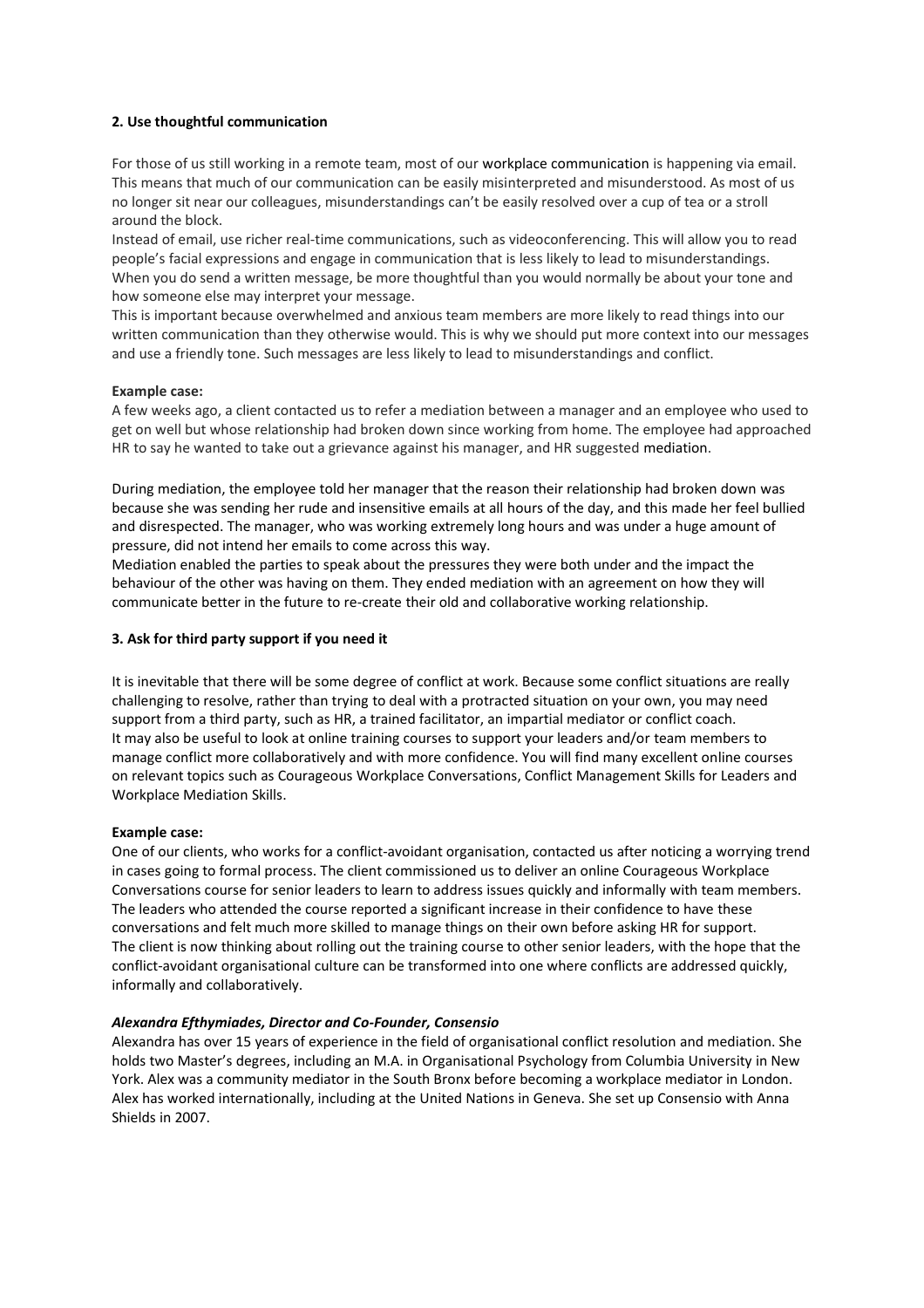**2. Use thoughtful communication**

For those of us still working in a remote team, most of our workplace communication is happening via email. This means that much of our communication can be easily misinterpreted and misunderstood. As most of us no longer sit near our colleagues, misunderstandings can't be easily resolved over a cup of tea or a stroll around the block.

Instead of email, use richer real-time communications, such as videoconferencing. This will allow you to read people's facial expressions and engage in communication that is less likely to lead to misunderstandings. When you do send a written message, be more thoughtful than you would normally be about your tone and how someone else may interpret your message.

This is important because overwhelmed and anxious team members are more likely to read things into our written communication than they otherwise would. This is why we should put more context into our messages and use a friendly tone. Such messages are less likely to lead to misunderstandings and conflict.

**Example case:**

A few weeks ago, a client contacted us to refer a mediation between a manager and an employee who used to get on well but whose relationship had broken down since working from home. The employee had approached HR to say he wanted to take out a grievance against his manager, and HR suggested mediation.

During mediation, the employee told her manager that the reason their relationship had broken down was because she was sending her rude and insensitive emails at all hours of the day, and this made her feel bullied and disrespected. The manager, who was working extremely long hours and was under a huge amount of pressure, did not intend her emails to come across this way.

Mediation enabled the parties to speak about the pressures they were both under and the impact the behaviour of the other was having on them. They ended mediation with an agreement on how they will communicate better in the future to re-create their old and collaborative working relationship.

**3. Ask for third party support if you need it**

It is inevitable that there will be some degree of conflict at work. Because some conflict situations are really challenging to resolve, rather than trying to deal with a protracted situation on your own, you may need support from a third party, such as HR, a trained facilitator, an impartial mediator or conflict coach.

It may also be useful to look at online training courses to support your leaders and/or team members to manage conflict more collaboratively and with more confidence. You will find many excellent online courses on relevant topics such as Courageous Workplace Conversations, Conflict Management Skills for Leaders and Workplace Mediation Skills.

**Example case:**

One of our clients, who works for a conflict-avoidant organisation, contacted us after noticing a worrying trend in cases going to formal process. The client commissioned us to deliver an online Courageous Workplace Conversations course for senior leaders to learn to address issues quickly and informally with team members. The leaders who attended the course reported a significant increase in their confidence to have these conversations and felt much more skilled to manage things on their own before asking HR for support.

The client is now thinking about rolling out the training course to other senior leaders, with the hope that the conflict-avoidant organisational culture can be transformed into one where conflicts are addressed quickly, informally and collaboratively.

***Alexandra Efthymiades, Director and Co-Founder, Consensio***

Alexandra has over 15 years of experience in the field of organisational conflict resolution and mediation. She holds two Master's degrees, including an M.A. in Organisational Psychology from Columbia University in New York. Alex was a community mediator in the South Bronx before becoming a workplace mediator in London. Alex has worked internationally, including at the United Nations in Geneva. She set up Consensio with Anna Shields in 2007.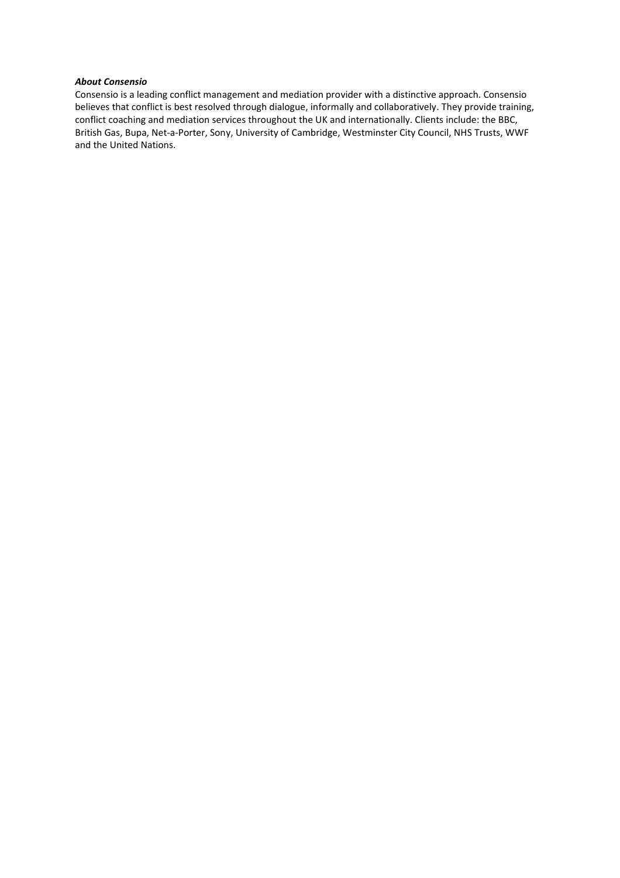***About Consensio***

Consensio is a leading conflict management and mediation provider with a distinctive approach. Consensio believes that conflict is best resolved through dialogue, informally and collaboratively. They provide training, conflict coaching and mediation services throughout the UK and internationally. Clients include: the BBC, British Gas, Bupa, Net-a-Porter, Sony, University of Cambridge, Westminster City Council, NHS Trusts, WWF and the United Nations.